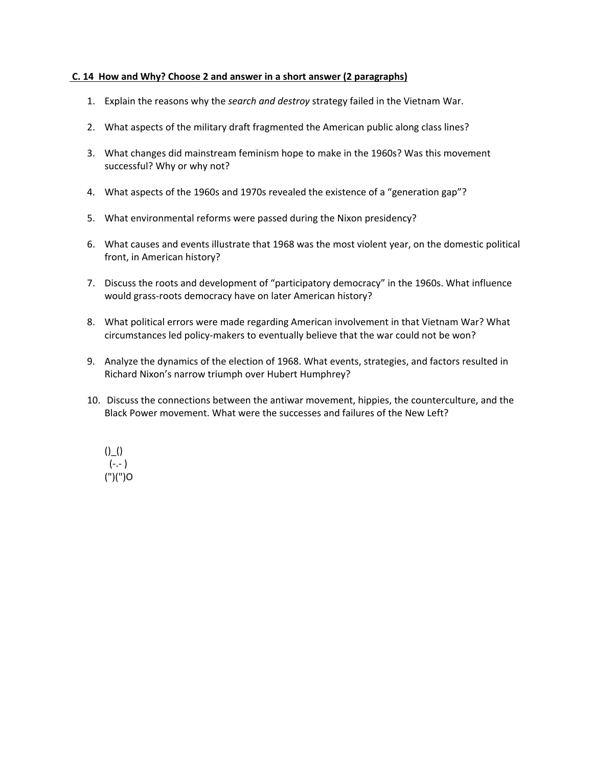**C. 14 How and Why? Choose 2 and answer in a short answer (2 paragraphs)**

1. Explain the reasons why the *search and destroy* strategy failed in the Vietnam War.
2. What aspects of the military draft fragmented the American public along class lines?
3. What changes did mainstream feminism hope to make in the 1960s? Was this movement successful? Why or why not?
4. What aspects of the 1960s and 1970s revealed the existence of a "generation gap"?
5. What environmental reforms were passed during the Nixon presidency?
6. What causes and events illustrate that 1968 was the most violent year, on the domestic political front, in American history?
7. Discuss the roots and development of "participatory democracy" in the 1960s. What influence would grass-roots democracy have on later American history?
8. What political errors were made regarding American involvement in that Vietnam War? What circumstances led policy-makers to eventually believe that the war could not be won?
9. Analyze the dynamics of the election of 1968. What events, strategies, and factors resulted in Richard Nixon's narrow triumph over Hubert Humphrey?
10. Discuss the connections between the antiwar movement, hippies, the counterculture, and the Black Power movement. What were the successes and failures of the New Left?

```
()_()
 (-.- )
(")(")O
```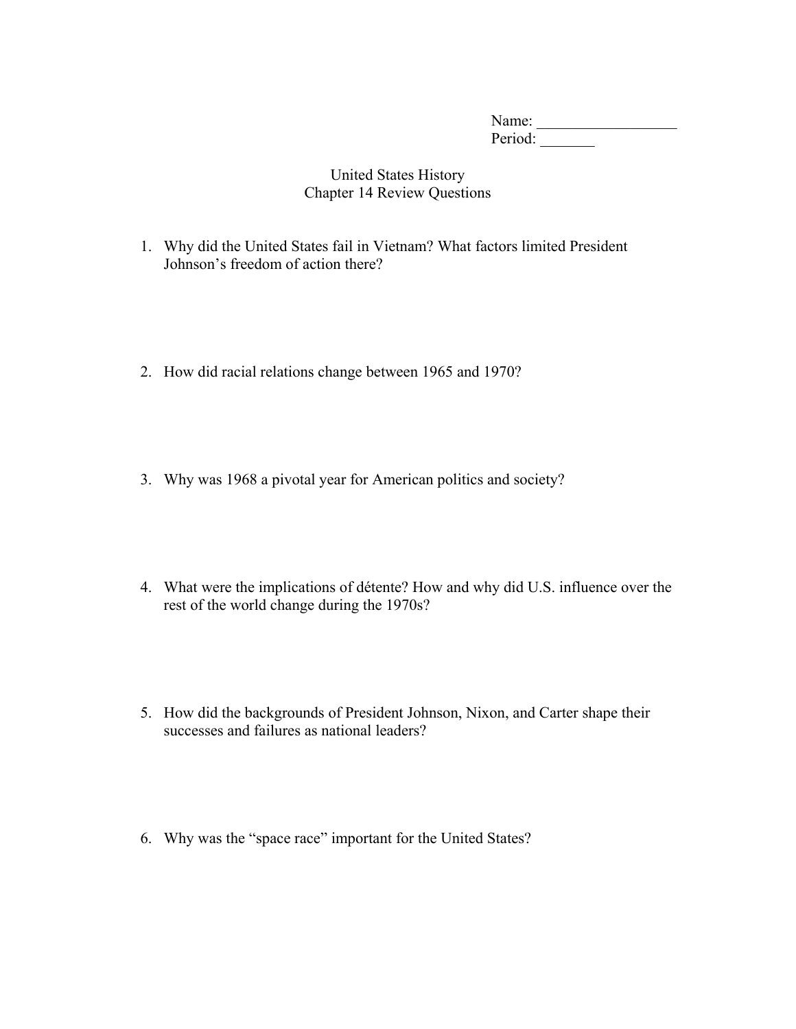Name: ___________________
Period: _______

United States History
Chapter 14 Review Questions

1. Why did the United States fail in Vietnam? What factors limited President Johnson's freedom of action there?

2. How did racial relations change between 1965 and 1970?

3. Why was 1968 a pivotal year for American politics and society?

4. What were the implications of détente? How and why did U.S. influence over the rest of the world change during the 1970s?

5. How did the backgrounds of President Johnson, Nixon, and Carter shape their successes and failures as national leaders?

6. Why was the "space race" important for the United States?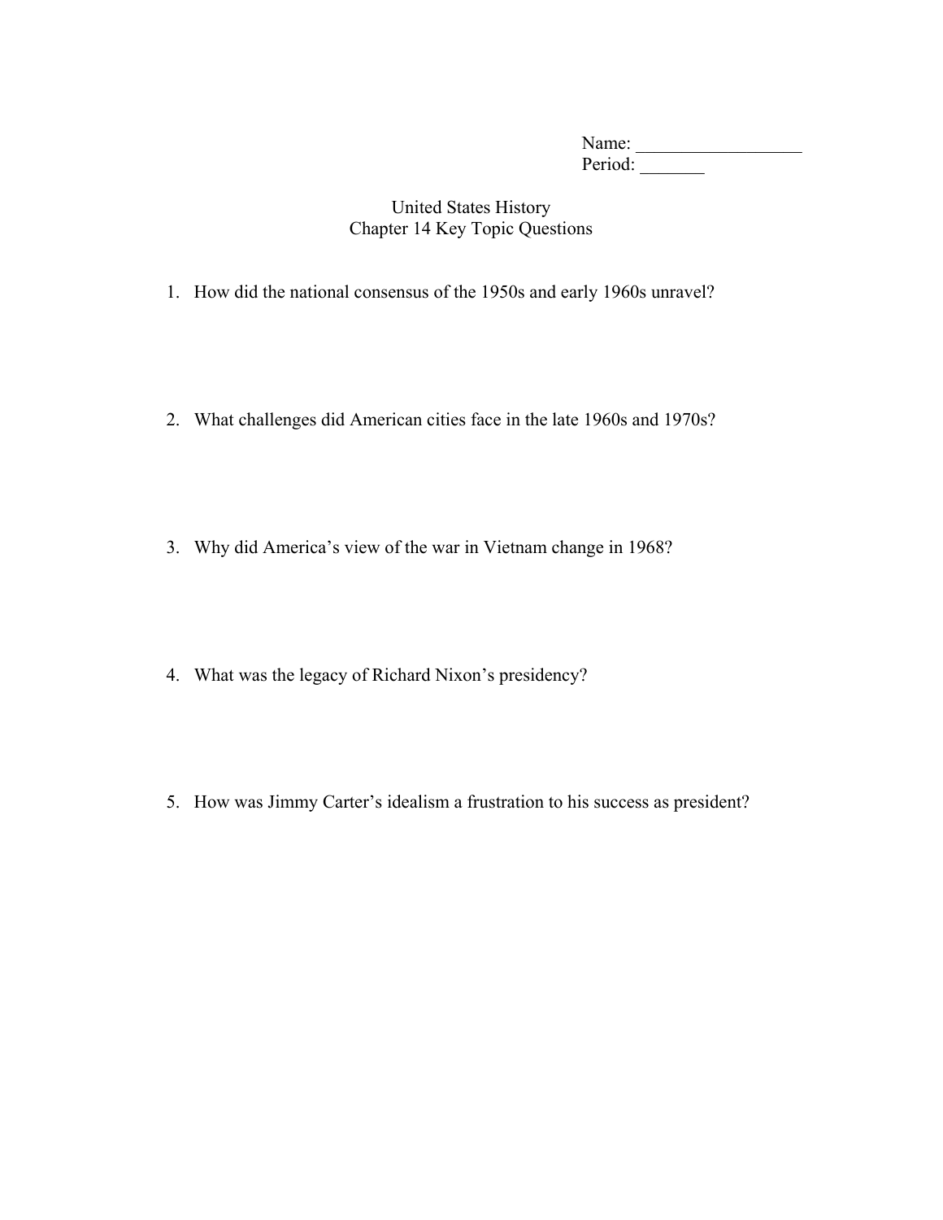Name: __________________
Period: _______

# United States History
## Chapter 14 Key Topic Questions

1. How did the national consensus of the 1950s and early 1960s unravel?

2. What challenges did American cities face in the late 1960s and 1970s?

3. Why did America's view of the war in Vietnam change in 1968?

4. What was the legacy of Richard Nixon's presidency?

5. How was Jimmy Carter's idealism a frustration to his success as president?